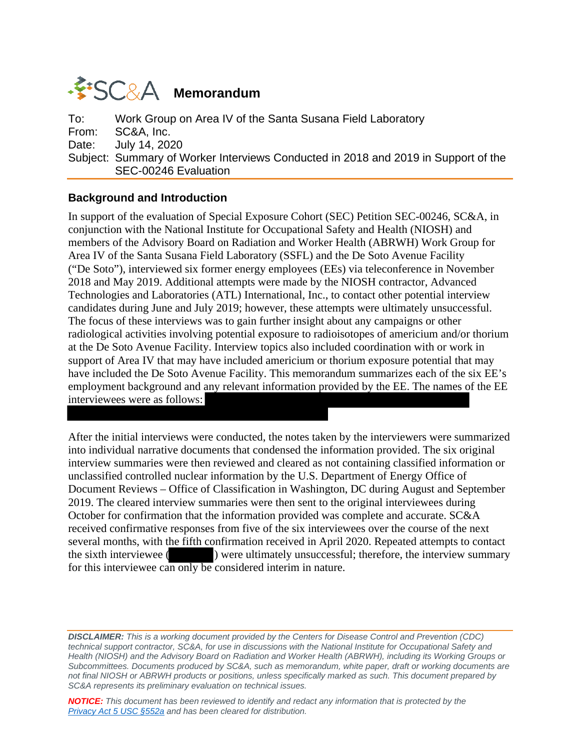# SC&A Memorandum

To: Work Group on Area IV of the Santa Susana Field Laboratory
From: SC&A, Inc.
Date: July 14, 2020
Subject: Summary of Worker Interviews Conducted in 2018 and 2019 in Support of the SEC-00246 Evaluation

## Background and Introduction

In support of the evaluation of Special Exposure Cohort (SEC) Petition SEC-00246, SC&A, in conjunction with the National Institute for Occupational Safety and Health (NIOSH) and members of the Advisory Board on Radiation and Worker Health (ABRWH) Work Group for Area IV of the Santa Susana Field Laboratory (SSFL) and the De Soto Avenue Facility ("De Soto"), interviewed six former energy employees (EEs) via teleconference in November 2018 and May 2019. Additional attempts were made by the NIOSH contractor, Advanced Technologies and Laboratories (ATL) International, Inc., to contact other potential interview candidates during June and July 2019; however, these attempts were ultimately unsuccessful. The focus of these interviews was to gain further insight about any campaigns or other radiological activities involving potential exposure to radioisotopes of americium and/or thorium at the De Soto Avenue Facility. Interview topics also included coordination with or work in support of Area IV that may have included americium or thorium exposure potential that may have included the De Soto Avenue Facility. This memorandum summarizes each of the six EE's employment background and any relevant information provided by the EE. The names of the EE interviewees were as follows: [REDACTED]

After the initial interviews were conducted, the notes taken by the interviewers were summarized into individual narrative documents that condensed the information provided. The six original interview summaries were then reviewed and cleared as not containing classified information or unclassified controlled nuclear information by the U.S. Department of Energy Office of Document Reviews – Office of Classification in Washington, DC during August and September 2019. The cleared interview summaries were then sent to the original interviewees during October for confirmation that the information provided was complete and accurate. SC&A received confirmative responses from five of the six interviewees over the course of the next several months, with the fifth confirmation received in April 2020. Repeated attempts to contact the sixth interviewee ([REDACTED]) were ultimately unsuccessful; therefore, the interview summary for this interviewee can only be considered interim in nature.

*__DISCLAIMER:__ This is a working document provided by the Centers for Disease Control and Prevention (CDC) technical support contractor, SC&A, for use in discussions with the National Institute for Occupational Safety and Health (NIOSH) and the Advisory Board on Radiation and Worker Health (ABRWH), including its Working Groups or Subcommittees. Documents produced by SC&A, such as memorandum, white paper, draft or working documents are not final NIOSH or ABRWH products or positions, unless specifically marked as such. This document prepared by SC&A represents its preliminary evaluation on technical issues.*

*__NOTICE:__ This document has been reviewed to identify and redact any information that is protected by the [Privacy Act 5 USC §552a]() and has been cleared for distribution.*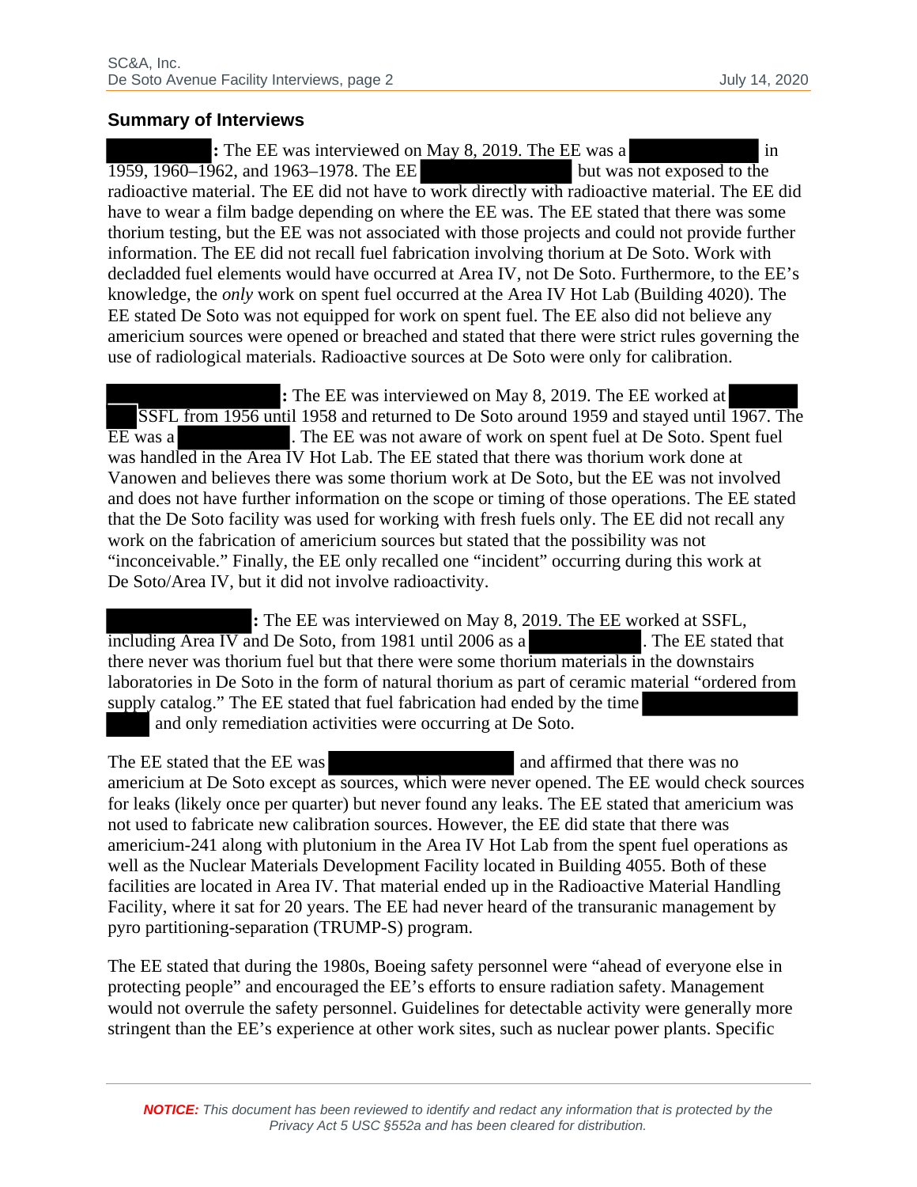## Summary of Interviews

**[REDACTED]:** The EE was interviewed on May 8, 2019. The EE was a [REDACTED] in 1959, 1960–1962, and 1963–1978. The EE [REDACTED] but was not exposed to the radioactive material. The EE did not have to work directly with radioactive material. The EE did have to wear a film badge depending on where the EE was. The EE stated that there was some thorium testing, but the EE was not associated with those projects and could not provide further information. The EE did not recall fuel fabrication involving thorium at De Soto. Work with decladded fuel elements would have occurred at Area IV, not De Soto. Furthermore, to the EE's knowledge, the *only* work on spent fuel occurred at the Area IV Hot Lab (Building 4020). The EE stated De Soto was not equipped for work on spent fuel. The EE also did not believe any americium sources were opened or breached and stated that there were strict rules governing the use of radiological materials. Radioactive sources at De Soto were only for calibration.

**[REDACTED]:** The EE was interviewed on May 8, 2019. The EE worked at [REDACTED] SSFL from 1956 until 1958 and returned to De Soto around 1959 and stayed until 1967. The EE was a [REDACTED]. The EE was not aware of work on spent fuel at De Soto. Spent fuel was handled in the Area IV Hot Lab. The EE stated that there was thorium work done at Vanowen and believes there was some thorium work at De Soto, but the EE was not involved and does not have further information on the scope or timing of those operations. The EE stated that the De Soto facility was used for working with fresh fuels only. The EE did not recall any work on the fabrication of americium sources but stated that the possibility was not "inconceivable." Finally, the EE only recalled one "incident" occurring during this work at De Soto/Area IV, but it did not involve radioactivity.

**[REDACTED]:** The EE was interviewed on May 8, 2019. The EE worked at SSFL, including Area IV and De Soto, from 1981 until 2006 as a [REDACTED]. The EE stated that there never was thorium fuel but that there were some thorium materials in the downstairs laboratories in De Soto in the form of natural thorium as part of ceramic material "ordered from supply catalog." The EE stated that fuel fabrication had ended by the time [REDACTED] and only remediation activities were occurring at De Soto.

The EE stated that the EE was [REDACTED] and affirmed that there was no americium at De Soto except as sources, which were never opened. The EE would check sources for leaks (likely once per quarter) but never found any leaks. The EE stated that americium was not used to fabricate new calibration sources. However, the EE did state that there was americium-241 along with plutonium in the Area IV Hot Lab from the spent fuel operations as well as the Nuclear Materials Development Facility located in Building 4055. Both of these facilities are located in Area IV. That material ended up in the Radioactive Material Handling Facility, where it sat for 20 years. The EE had never heard of the transuranic management by pyro partitioning-separation (TRUMP-S) program.

The EE stated that during the 1980s, Boeing safety personnel were "ahead of everyone else in protecting people" and encouraged the EE's efforts to ensure radiation safety. Management would not overrule the safety personnel. Guidelines for detectable activity were generally more stringent than the EE's experience at other work sites, such as nuclear power plants. Specific

***NOTICE:*** *This document has been reviewed to identify and redact any information that is protected by the Privacy Act 5 USC §552a and has been cleared for distribution.*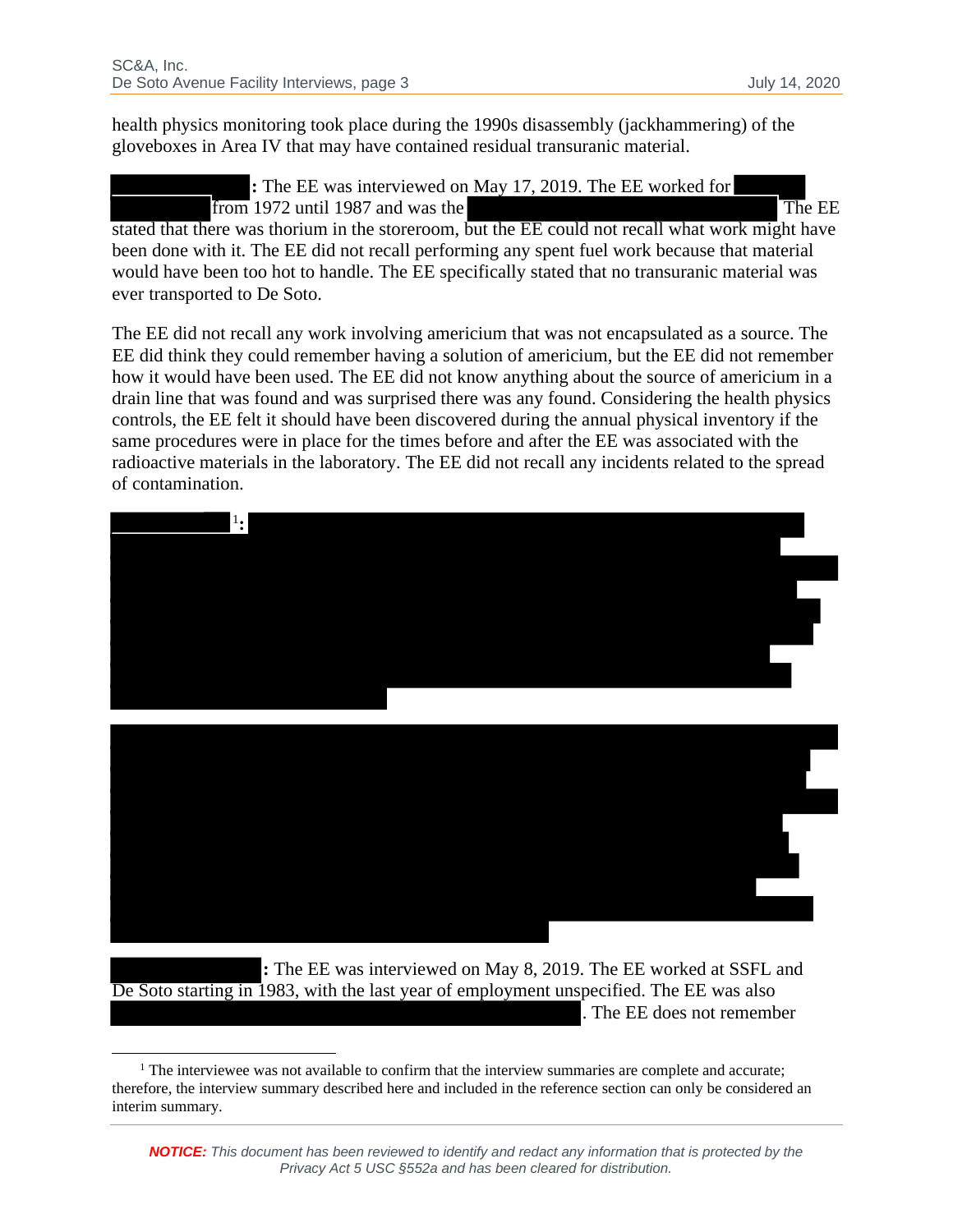health physics monitoring took place during the 1990s disassembly (jackhammering) of the gloveboxes in Area IV that may have contained residual transuranic material.

**[REDACTED]:** The EE was interviewed on May 17, 2019. The EE worked for [REDACTED] from 1972 until 1987 and was the [REDACTED] The EE stated that there was thorium in the storeroom, but the EE could not recall what work might have been done with it. The EE did not recall performing any spent fuel work because that material would have been too hot to handle. The EE specifically stated that no transuranic material was ever transported to De Soto.

The EE did not recall any work involving americium that was not encapsulated as a source. The EE did think they could remember having a solution of americium, but the EE did not remember how it would have been used. The EE did not know anything about the source of americium in a drain line that was found and was surprised there was any found. Considering the health physics controls, the EE felt it should have been discovered during the annual physical inventory if the same procedures were in place for the times before and after the EE was associated with the radioactive materials in the laboratory. The EE did not recall any incidents related to the spread of contamination.

**[REDACTED][1]:** [REDACTED]

[REDACTED]

**[REDACTED]:** The EE was interviewed on May 8, 2019. The EE worked at SSFL and De Soto starting in 1983, with the last year of employment unspecified. The EE was also [REDACTED]. The EE does not remember

[1] The interviewee was not available to confirm that the interview summaries are complete and accurate; therefore, the interview summary described here and included in the reference section can only be considered an interim summary.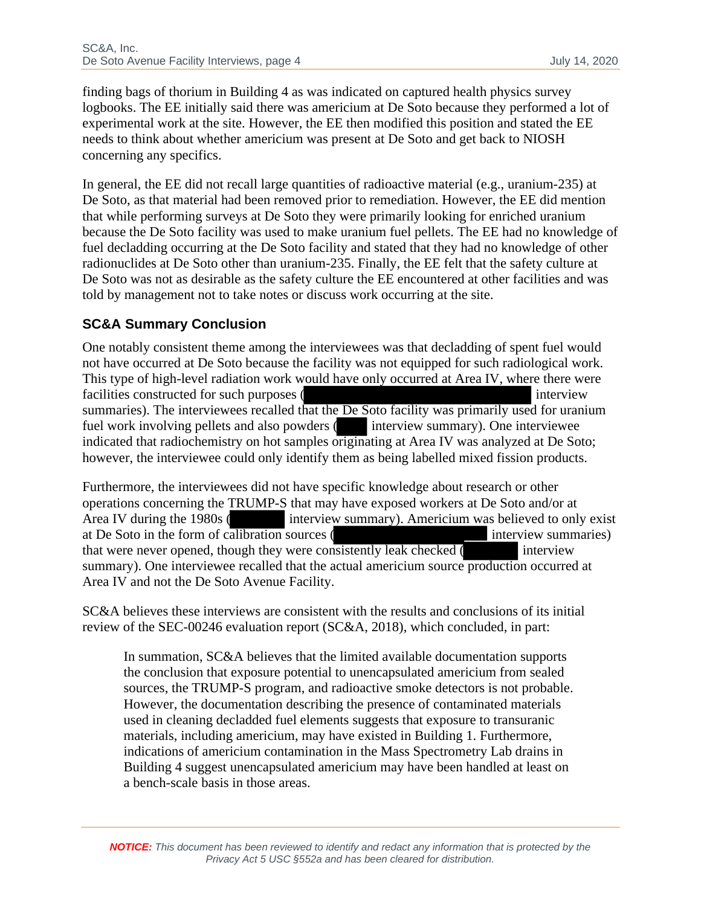finding bags of thorium in Building 4 as was indicated on captured health physics survey logbooks. The EE initially said there was americium at De Soto because they performed a lot of experimental work at the site. However, the EE then modified this position and stated the EE needs to think about whether americium was present at De Soto and get back to NIOSH concerning any specifics.

In general, the EE did not recall large quantities of radioactive material (e.g., uranium-235) at De Soto, as that material had been removed prior to remediation. However, the EE did mention that while performing surveys at De Soto they were primarily looking for enriched uranium because the De Soto facility was used to make uranium fuel pellets. The EE had no knowledge of fuel decladding occurring at the De Soto facility and stated that they had no knowledge of other radionuclides at De Soto other than uranium-235. Finally, the EE felt that the safety culture at De Soto was not as desirable as the safety culture the EE encountered at other facilities and was told by management not to take notes or discuss work occurring at the site.

## SC&A Summary Conclusion

One notably consistent theme among the interviewees was that decladding of spent fuel would not have occurred at De Soto because the facility was not equipped for such radiological work. This type of high-level radiation work would have only occurred at Area IV, where there were facilities constructed for such purposes ([REDACTED] interview summaries). The interviewees recalled that the De Soto facility was primarily used for uranium fuel work involving pellets and also powders ([REDACTED] interview summary). One interviewee indicated that radiochemistry on hot samples originating at Area IV was analyzed at De Soto; however, the interviewee could only identify them as being labelled mixed fission products.

Furthermore, the interviewees did not have specific knowledge about research or other operations concerning the TRUMP-S that may have exposed workers at De Soto and/or at Area IV during the 1980s ([REDACTED] interview summary). Americium was believed to only exist at De Soto in the form of calibration sources ([REDACTED] interview summaries) that were never opened, though they were consistently leak checked ([REDACTED] interview summary). One interviewee recalled that the actual americium source production occurred at Area IV and not the De Soto Avenue Facility.

SC&A believes these interviews are consistent with the results and conclusions of its initial review of the SEC-00246 evaluation report (SC&A, 2018), which concluded, in part:

> In summation, SC&A believes that the limited available documentation supports the conclusion that exposure potential to unencapsulated americium from sealed sources, the TRUMP-S program, and radioactive smoke detectors is not probable. However, the documentation describing the presence of contaminated materials used in cleaning decladded fuel elements suggests that exposure to transuranic materials, including americium, may have existed in Building 1. Furthermore, indications of americium contamination in the Mass Spectrometry Lab drains in Building 4 suggest unencapsulated americium may have been handled at least on a bench-scale basis in those areas.

***NOTICE:*** *This document has been reviewed to identify and redact any information that is protected by the Privacy Act 5 USC §552a and has been cleared for distribution.*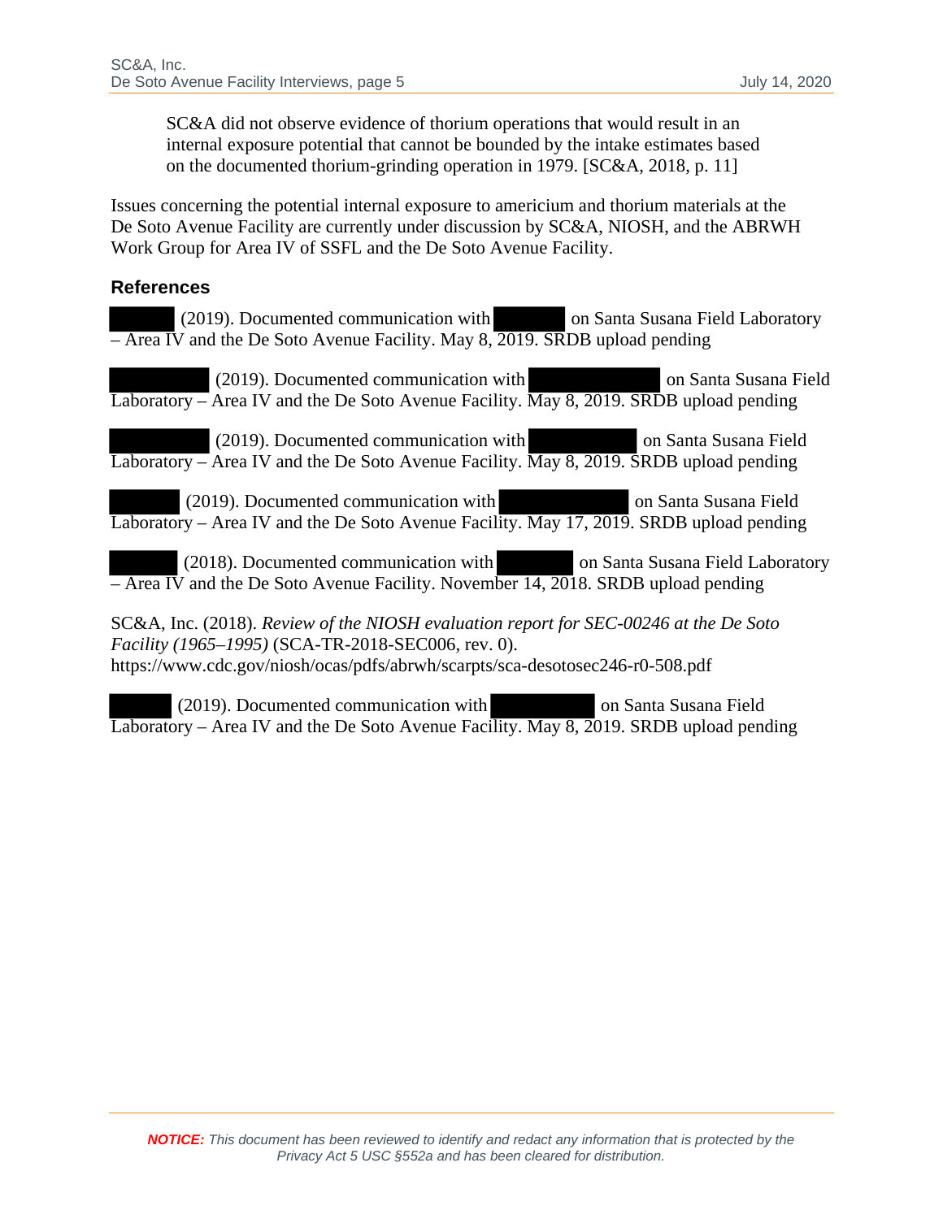> SC&A did not observe evidence of thorium operations that would result in an internal exposure potential that cannot be bounded by the intake estimates based on the documented thorium-grinding operation in 1979. [SC&A, 2018, p. 11]

Issues concerning the potential internal exposure to americium and thorium materials at the De Soto Avenue Facility are currently under discussion by SC&A, NIOSH, and the ABRWH Work Group for Area IV of SSFL and the De Soto Avenue Facility.

## References

███████ (2019). Documented communication with ███████ on Santa Susana Field Laboratory – Area IV and the De Soto Avenue Facility. May 8, 2019. SRDB upload pending

███████ (2019). Documented communication with ███████ on Santa Susana Field Laboratory – Area IV and the De Soto Avenue Facility. May 8, 2019. SRDB upload pending

███████ (2019). Documented communication with ███████ on Santa Susana Field Laboratory – Area IV and the De Soto Avenue Facility. May 8, 2019. SRDB upload pending

███████ (2019). Documented communication with ███████ on Santa Susana Field Laboratory – Area IV and the De Soto Avenue Facility. May 17, 2019. SRDB upload pending

███████ (2018). Documented communication with ███████ on Santa Susana Field Laboratory – Area IV and the De Soto Avenue Facility. November 14, 2018. SRDB upload pending

SC&A, Inc. (2018). *Review of the NIOSH evaluation report for SEC-00246 at the De Soto Facility (1965–1995)* (SCA-TR-2018-SEC006, rev. 0). https://www.cdc.gov/niosh/ocas/pdfs/abrwh/scarpts/sca-desotosec246-r0-508.pdf

███████ (2019). Documented communication with ███████ on Santa Susana Field Laboratory – Area IV and the De Soto Avenue Facility. May 8, 2019. SRDB upload pending

***NOTICE:*** *This document has been reviewed to identify and redact any information that is protected by the Privacy Act 5 USC §552a and has been cleared for distribution.*